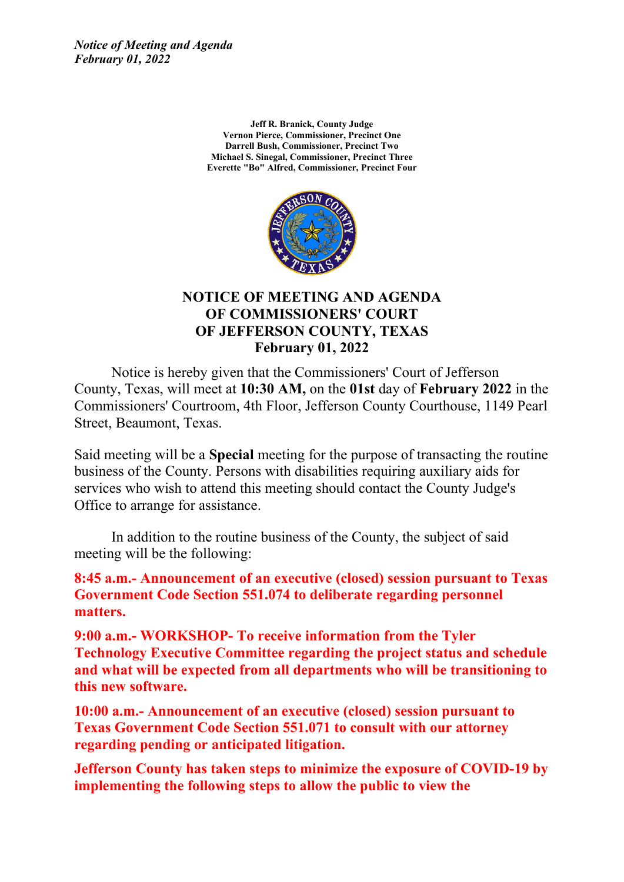*Notice of Meeting and Agenda*
*February 01, 2022*

**Jeff R. Branick, County Judge**
**Vernon Pierce, Commissioner, Precinct One**
**Darrell Bush, Commissioner, Precinct Two**
**Michael S. Sinegal, Commissioner, Precinct Three**
**Everette "Bo" Alfred, Commissioner, Precinct Four**

# NOTICE OF MEETING AND AGENDA OF COMMISSIONERS' COURT OF JEFFERSON COUNTY, TEXAS February 01, 2022

Notice is hereby given that the Commissioners' Court of Jefferson County, Texas, will meet at **10:30 AM,** on the **01st** day of **February 2022** in the Commissioners' Courtroom, 4th Floor, Jefferson County Courthouse, 1149 Pearl Street, Beaumont, Texas.

Said meeting will be a **Special** meeting for the purpose of transacting the routine business of the County. Persons with disabilities requiring auxiliary aids for services who wish to attend this meeting should contact the County Judge's Office to arrange for assistance.

In addition to the routine business of the County, the subject of said meeting will be the following:

**8:45 a.m.- Announcement of an executive (closed) session pursuant to Texas Government Code Section 551.074 to deliberate regarding personnel matters.**

**9:00 a.m.- WORKSHOP- To receive information from the Tyler Technology Executive Committee regarding the project status and schedule and what will be expected from all departments who will be transitioning to this new software.**

**10:00 a.m.- Announcement of an executive (closed) session pursuant to Texas Government Code Section 551.071 to consult with our attorney regarding pending or anticipated litigation.**

**Jefferson County has taken steps to minimize the exposure of COVID-19 by implementing the following steps to allow the public to view the**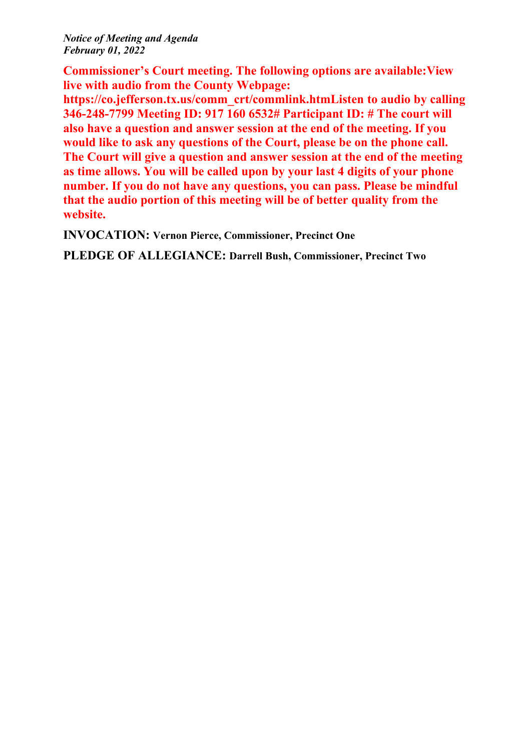*Notice of Meeting and Agenda*
*February 01, 2022*

**Commissioner's Court meeting. The following options are available:View live with audio from the County Webpage: https://co.jefferson.tx.us/comm_crt/commlink.htmListen to audio by calling 346-248-7799 Meeting ID: 917 160 6532# Participant ID: # The court will also have a question and answer session at the end of the meeting. If you would like to ask any questions of the Court, please be on the phone call. The Court will give a question and answer session at the end of the meeting as time allows. You will be called upon by your last 4 digits of your phone number. If you do not have any questions, you can pass. Please be mindful that the audio portion of this meeting will be of better quality from the website.**

**INVOCATION:** **Vernon Pierce, Commissioner, Precinct One**

**PLEDGE OF ALLEGIANCE:** **Darrell Bush, Commissioner, Precinct Two**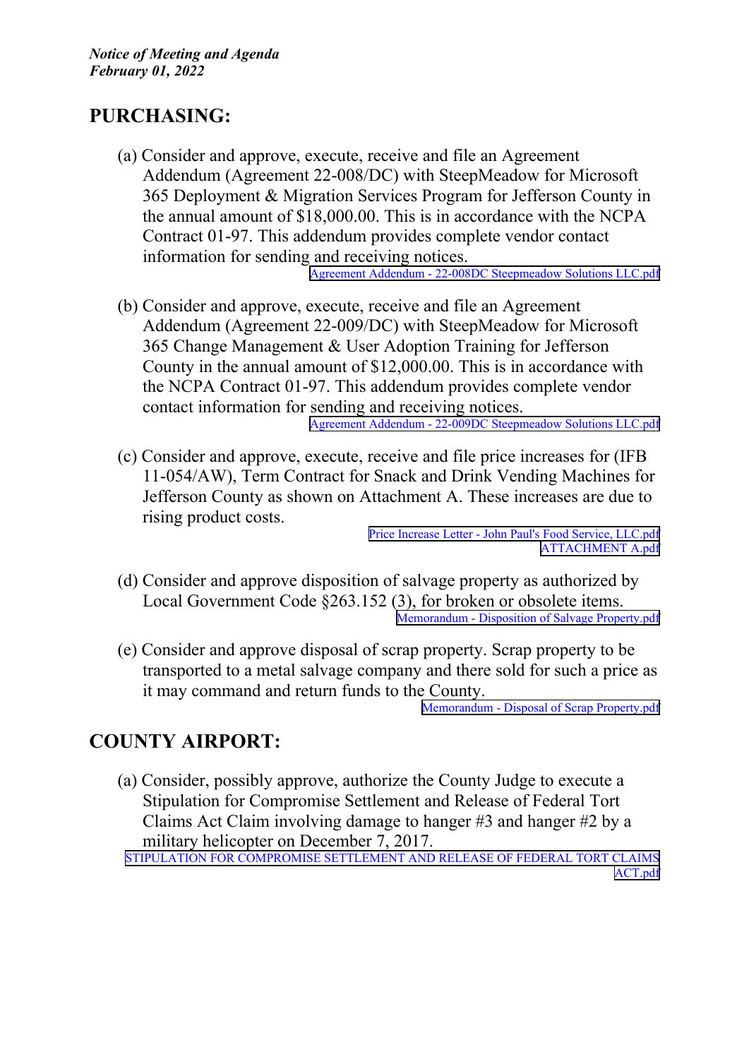## PURCHASING:

(a) Consider and approve, execute, receive and file an Agreement Addendum (Agreement 22-008/DC) with SteepMeadow for Microsoft 365 Deployment & Migration Services Program for Jefferson County in the annual amount of $18,000.00. This is in accordance with the NCPA Contract 01-97. This addendum provides complete vendor contact information for sending and receiving notices.

Agreement Addendum - 22-008DC Steepmeadow Solutions LLC.pdf

(b) Consider and approve, execute, receive and file an Agreement Addendum (Agreement 22-009/DC) with SteepMeadow for Microsoft 365 Change Management & User Adoption Training for Jefferson County in the annual amount of $12,000.00. This is in accordance with the NCPA Contract 01-97. This addendum provides complete vendor contact information for sending and receiving notices.

Agreement Addendum - 22-009DC Steepmeadow Solutions LLC.pdf

(c) Consider and approve, execute, receive and file price increases for (IFB 11-054/AW), Term Contract for Snack and Drink Vending Machines for Jefferson County as shown on Attachment A. These increases are due to rising product costs.

Price Increase Letter - John Paul's Food Service, LLC.pdf
ATTACHMENT A.pdf

(d) Consider and approve disposition of salvage property as authorized by Local Government Code §263.152 (3), for broken or obsolete items.

Memorandum - Disposition of Salvage Property.pdf

(e) Consider and approve disposal of scrap property. Scrap property to be transported to a metal salvage company and there sold for such a price as it may command and return funds to the County.

Memorandum - Disposal of Scrap Property.pdf

## COUNTY AIRPORT:

(a) Consider, possibly approve, authorize the County Judge to execute a Stipulation for Compromise Settlement and Release of Federal Tort Claims Act Claim involving damage to hanger #3 and hanger #2 by a military helicopter on December 7, 2017.

STIPULATION FOR COMPROMISE SETTLEMENT AND RELEASE OF FEDERAL TORT CLAIMS ACT.pdf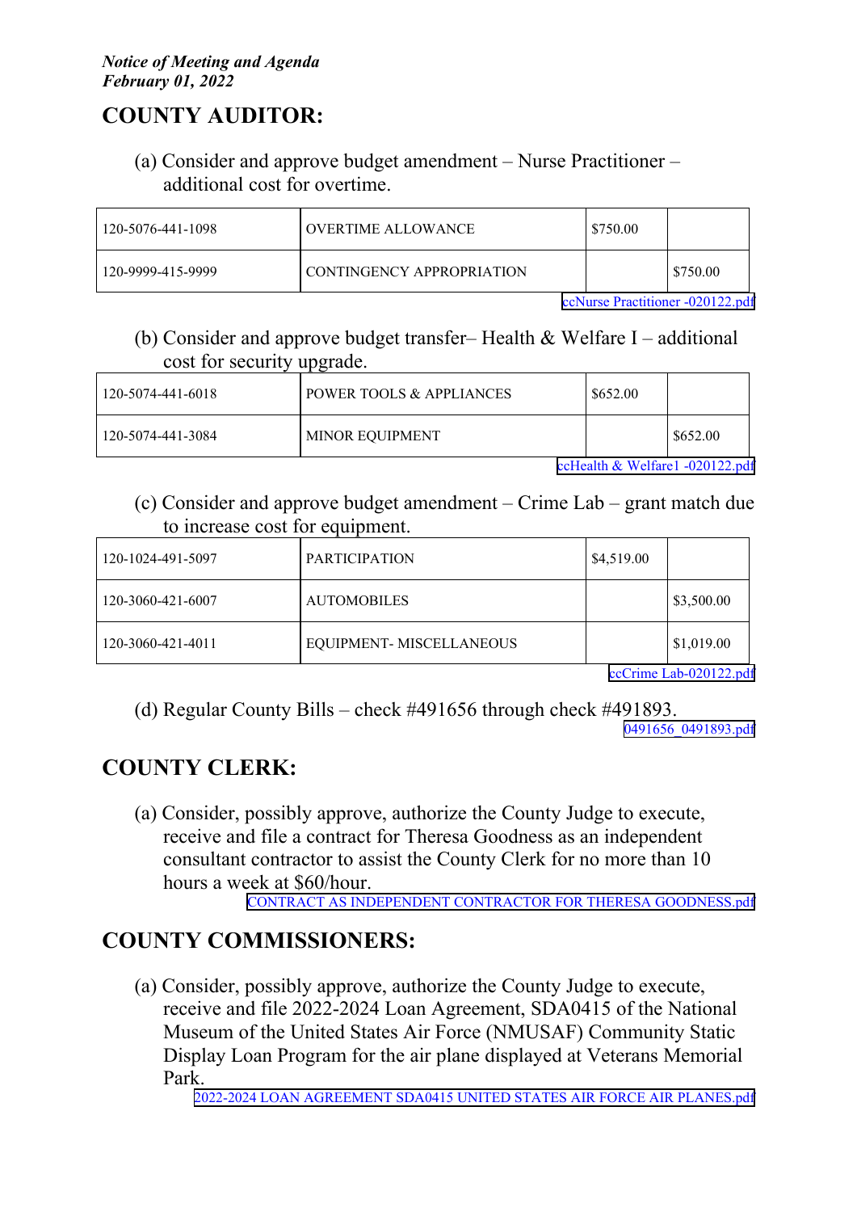*Notice of Meeting and Agenda*
*February 01, 2022*

## COUNTY AUDITOR:

(a) Consider and approve budget amendment – Nurse Practitioner – additional cost for overtime.

| | | | |
|---|---|---|---|
| 120-5076-441-1098 | OVERTIME ALLOWANCE | $750.00 | |
| 120-9999-415-9999 | CONTINGENCY APPROPRIATION | | $750.00 |

ccNurse Practitioner -020122.pdf

(b) Consider and approve budget transfer– Health & Welfare I – additional cost for security upgrade.

| | | | |
|---|---|---|---|
| 120-5074-441-6018 | POWER TOOLS & APPLIANCES | $652.00 | |
| 120-5074-441-3084 | MINOR EQUIPMENT | | $652.00 |

ccHealth & Welfare1 -020122.pdf

(c) Consider and approve budget amendment – Crime Lab – grant match due to increase cost for equipment.

| | | | |
|---|---|---|---|
| 120-1024-491-5097 | PARTICIPATION | $4,519.00 | |
| 120-3060-421-6007 | AUTOMOBILES | | $3,500.00 |
| 120-3060-421-4011 | EQUIPMENT- MISCELLANEOUS | | $1,019.00 |

ccCrime Lab-020122.pdf

(d) Regular County Bills – check #491656 through check #491893.

0491656_0491893.pdf

## COUNTY CLERK:

(a) Consider, possibly approve, authorize the County Judge to execute, receive and file a contract for Theresa Goodness as an independent consultant contractor to assist the County Clerk for no more than 10 hours a week at $60/hour.

CONTRACT AS INDEPENDENT CONTRACTOR FOR THERESA GOODNESS.pdf

## COUNTY COMMISSIONERS:

(a) Consider, possibly approve, authorize the County Judge to execute, receive and file 2022-2024 Loan Agreement, SDA0415 of the National Museum of the United States Air Force (NMUSAF) Community Static Display Loan Program for the air plane displayed at Veterans Memorial Park.

2022-2024 LOAN AGREEMENT SDA0415 UNITED STATES AIR FORCE AIR PLANES.pdf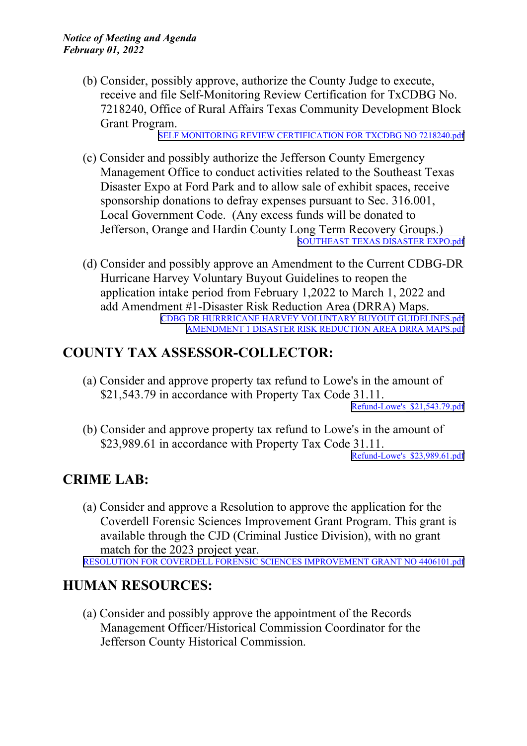(b) Consider, possibly approve, authorize the County Judge to execute, receive and file Self-Monitoring Review Certification for TxCDBG No. 7218240, Office of Rural Affairs Texas Community Development Block Grant Program.

SELF MONITORING REVIEW CERTIFICATION FOR TXCDBG NO 7218240.pdf

(c) Consider and possibly authorize the Jefferson County Emergency Management Office to conduct activities related to the Southeast Texas Disaster Expo at Ford Park and to allow sale of exhibit spaces, receive sponsorship donations to defray expenses pursuant to Sec. 316.001, Local Government Code. (Any excess funds will be donated to Jefferson, Orange and Hardin County Long Term Recovery Groups.)

SOUTHEAST TEXAS DISASTER EXPO.pdf

(d) Consider and possibly approve an Amendment to the Current CDBG-DR Hurricane Harvey Voluntary Buyout Guidelines to reopen the application intake period from February 1,2022 to March 1, 2022 and add Amendment #1-Disaster Risk Reduction Area (DRRA) Maps.

CDBG DR HURRRICANE HARVEY VOLUNTARY BUYOUT GUIDELINES.pdf

AMENDMENT 1 DISASTER RISK REDUCTION AREA DRRA MAPS.pdf

## COUNTY TAX ASSESSOR-COLLECTOR:

(a) Consider and approve property tax refund to Lowe's in the amount of $21,543.79 in accordance with Property Tax Code 31.11.

Refund-Lowe's_$21,543.79.pdf

(b) Consider and approve property tax refund to Lowe's in the amount of $23,989.61 in accordance with Property Tax Code 31.11.

Refund-Lowe's $23,989.61.pdf

## CRIME LAB:

(a) Consider and approve a Resolution to approve the application for the Coverdell Forensic Sciences Improvement Grant Program. This grant is available through the CJD (Criminal Justice Division), with no grant match for the 2023 project year.

RESOLUTION FOR COVERDELL FORENSIC SCIENCES IMPROVEMENT GRANT NO 4406101.pdf

## HUMAN RESOURCES:

(a) Consider and possibly approve the appointment of the Records Management Officer/Historical Commission Coordinator for the Jefferson County Historical Commission.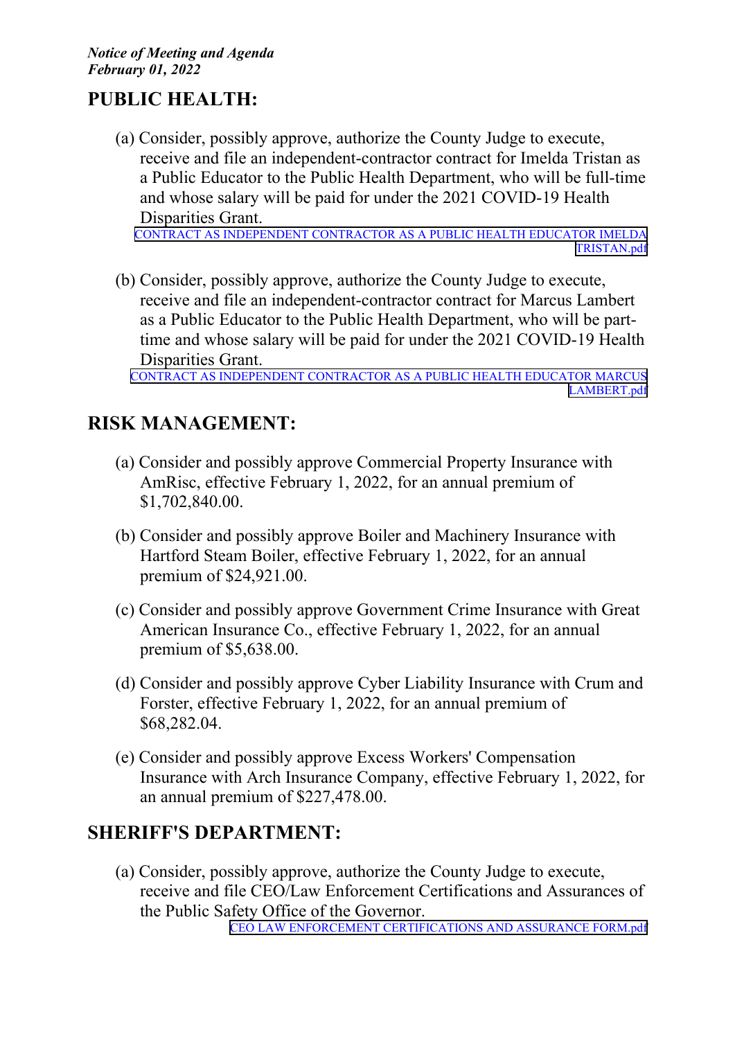*Notice of Meeting and Agenda*
*February 01, 2022*

## PUBLIC HEALTH:

(a) Consider, possibly approve, authorize the County Judge to execute, receive and file an independent-contractor contract for Imelda Tristan as a Public Educator to the Public Health Department, who will be full-time and whose salary will be paid for under the 2021 COVID-19 Health Disparities Grant.
CONTRACT AS INDEPENDENT CONTRACTOR AS A PUBLIC HEALTH EDUCATOR IMELDA TRISTAN.pdf

(b) Consider, possibly approve, authorize the County Judge to execute, receive and file an independent-contractor contract for Marcus Lambert as a Public Educator to the Public Health Department, who will be part-time and whose salary will be paid for under the 2021 COVID-19 Health Disparities Grant.
CONTRACT AS INDEPENDENT CONTRACTOR AS A PUBLIC HEALTH EDUCATOR MARCUS LAMBERT.pdf

## RISK MANAGEMENT:

(a) Consider and possibly approve Commercial Property Insurance with AmRisc, effective February 1, 2022, for an annual premium of $1,702,840.00.

(b) Consider and possibly approve Boiler and Machinery Insurance with Hartford Steam Boiler, effective February 1, 2022, for an annual premium of $24,921.00.

(c) Consider and possibly approve Government Crime Insurance with Great American Insurance Co., effective February 1, 2022, for an annual premium of $5,638.00.

(d) Consider and possibly approve Cyber Liability Insurance with Crum and Forster, effective February 1, 2022, for an annual premium of $68,282.04.

(e) Consider and possibly approve Excess Workers' Compensation Insurance with Arch Insurance Company, effective February 1, 2022, for an annual premium of $227,478.00.

## SHERIFF'S DEPARTMENT:

(a) Consider, possibly approve, authorize the County Judge to execute, receive and file CEO/Law Enforcement Certifications and Assurances of the Public Safety Office of the Governor.
CEO LAW ENFORCEMENT CERTIFICATIONS AND ASSURANCE FORM.pdf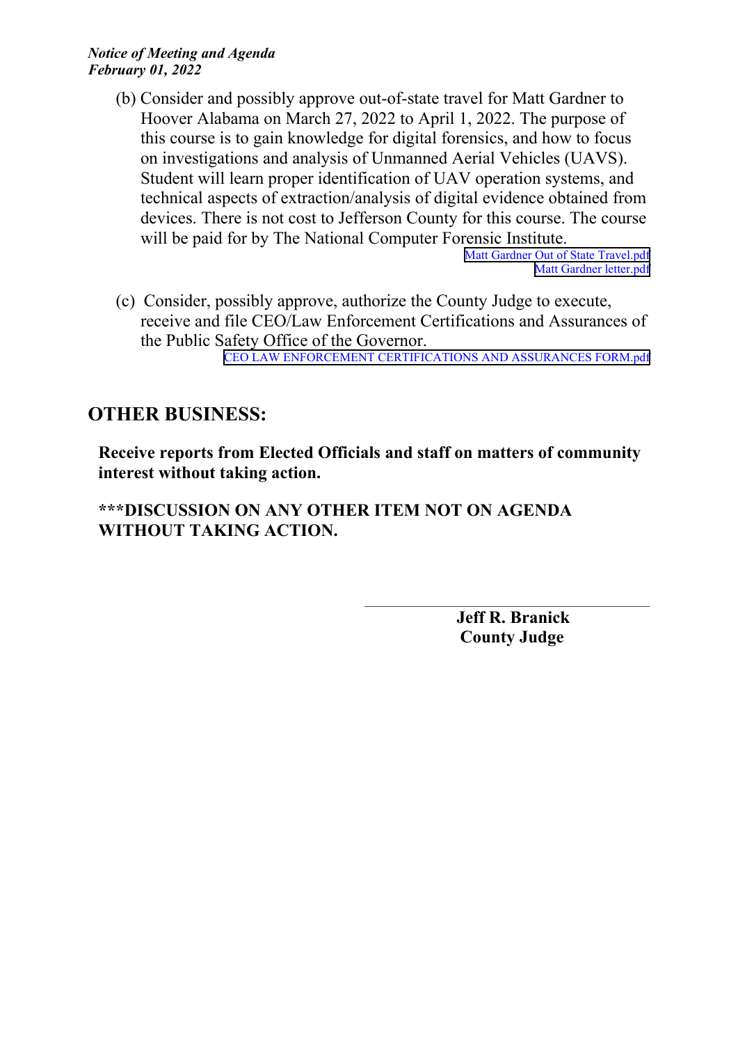(b) Consider and possibly approve out-of-state travel for Matt Gardner to Hoover Alabama on March 27, 2022 to April 1, 2022. The purpose of this course is to gain knowledge for digital forensics, and how to focus on investigations and analysis of Unmanned Aerial Vehicles (UAVS). Student will learn proper identification of UAV operation systems, and technical aspects of extraction/analysis of digital evidence obtained from devices. There is not cost to Jefferson County for this course. The course will be paid for by The National Computer Forensic Institute.

Matt Gardner Out of State Travel.pdf
Matt Gardner letter.pdf

(c) Consider, possibly approve, authorize the County Judge to execute, receive and file CEO/Law Enforcement Certifications and Assurances of the Public Safety Office of the Governor.

CEO LAW ENFORCEMENT CERTIFICATIONS AND ASSURANCES FORM.pdf

## OTHER BUSINESS:

**Receive reports from Elected Officials and staff on matters of community interest without taking action.**

**\*\*\*DISCUSSION ON ANY OTHER ITEM NOT ON AGENDA WITHOUT TAKING ACTION.**

**Jeff R. Branick**
**County Judge**